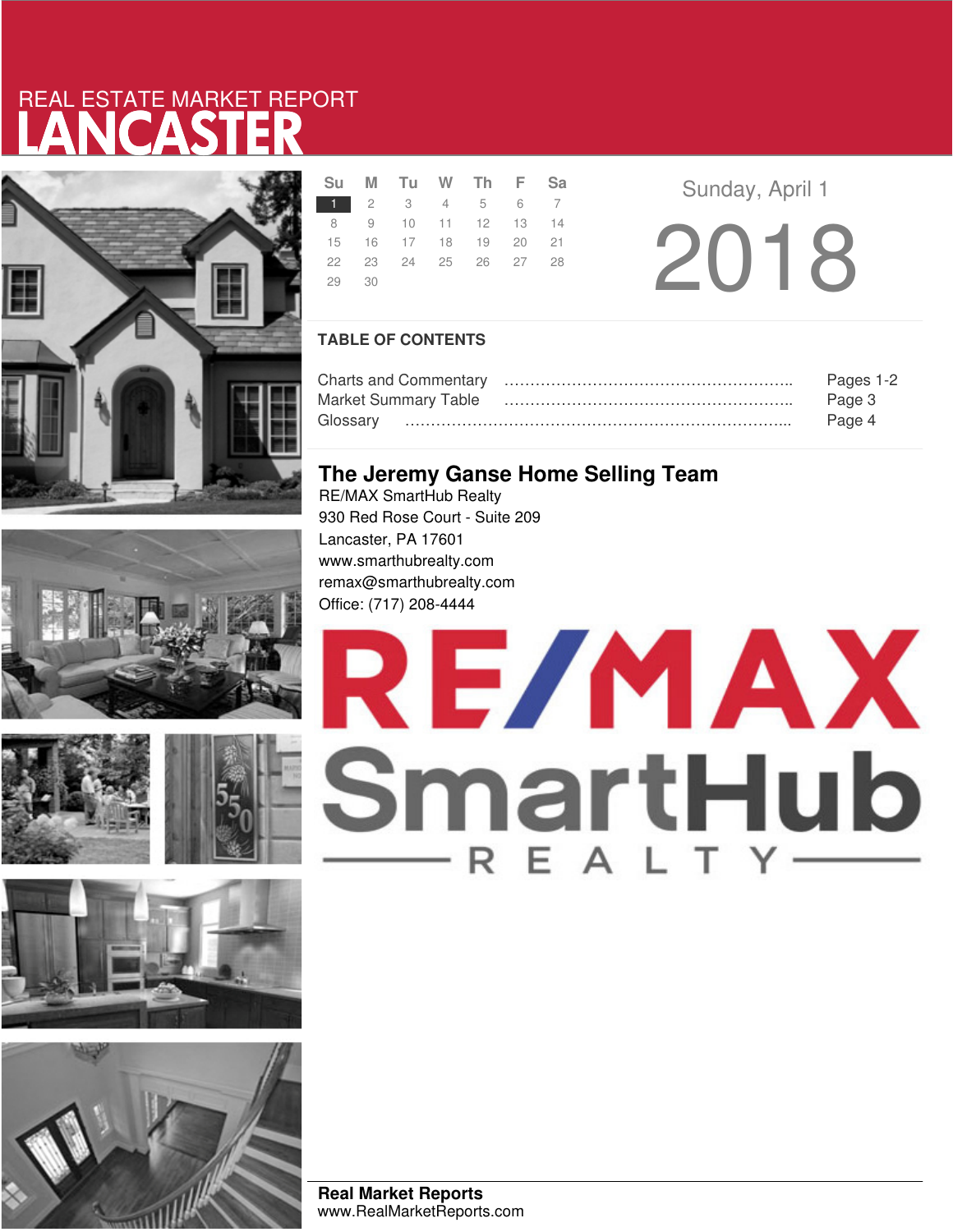REAL ESTATE MARKET REPORT

# LANCASTER

| Su | M | Tu | W | Th | F | Sa |
|---|---|---|---|---|---|---|
| 1 | 2 | 3 | 4 | 5 | 6 | 7 |
| 8 | 9 | 10 | 11 | 12 | 13 | 14 |
| 15 | 16 | 17 | 18 | 19 | 20 | 21 |
| 22 | 23 | 24 | 25 | 26 | 27 | 28 |
| 29 | 30 | | | | | |

Sunday, April 1

2018

## TABLE OF CONTENTS

| | |
|---|---|
| Charts and Commentary | Pages 1-2 |
| Market Summary Table | Page 3 |
| Glossary | Page 4 |

## The Jeremy Ganse Home Selling Team

RE/MAX SmartHub Realty
930 Red Rose Court - Suite 209
Lancaster, PA 17601
www.smarthubrealty.com
remax@smarthubrealty.com
Office: (717) 208-4444

RE/MAX SmartHub REALTY

**Real Market Reports**
www.RealMarketReports.com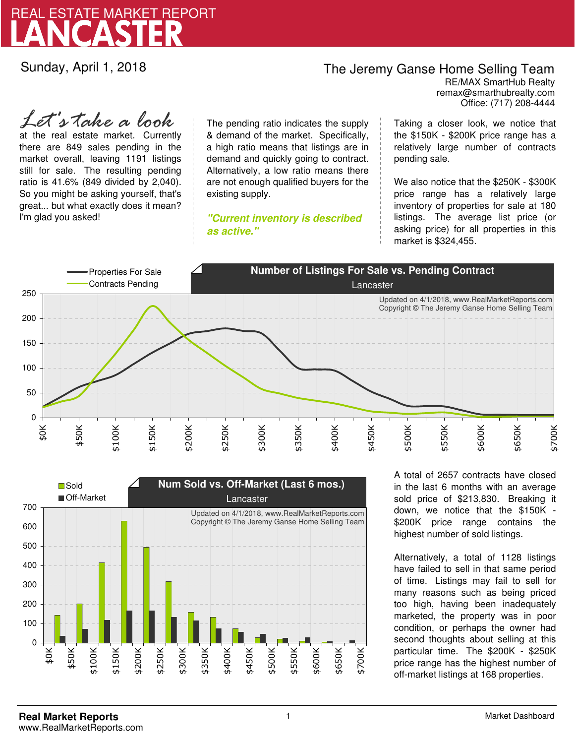# REAL ESTATE MARKET REPORT
# LANCASTER

Sunday, April 1, 2018

**The Jeremy Ganse Home Selling Team**
RE/MAX SmartHub Realty
remax@smarthubrealty.com
Office: (717) 208-4444

*Let's take a look* at the real estate market. Currently there are 849 sales pending in the market overall, leaving 1191 listings still for sale. The resulting pending ratio is 41.6% (849 divided by 2,040). So you might be asking yourself, that's great... but what exactly does it mean? I'm glad you asked!

The pending ratio indicates the supply & demand of the market. Specifically, a high ratio means that listings are in demand and quickly going to contract. Alternatively, a low ratio means there are not enough qualified buyers for the existing supply.

***"Current inventory is described as active."***

Taking a closer look, we notice that the $150K - $200K price range has a relatively large number of contracts pending sale.

We also notice that the $250K - $300K price range has a relatively large inventory of properties for sale at 180 listings. The average list price (or asking price) for all properties in this market is $324,455.

**Number of Listings For Sale vs. Pending Contract**
Lancaster

Updated on 4/1/2018, www.RealMarketReports.com
Copyright © The Jeremy Ganse Home Selling Team

**Num Sold vs. Off-Market (Last 6 mos.)**
Lancaster

Updated on 4/1/2018, www.RealMarketReports.com
Copyright © The Jeremy Ganse Home Selling Team

A total of 2657 contracts have closed in the last 6 months with an average sold price of $213,830. Breaking it down, we notice that the $150K - $200K price range contains the highest number of sold listings.

Alternatively, a total of 1128 listings have failed to sell in that same period of time. Listings may fail to sell for many reasons such as being priced too high, having been inadequately marketed, the property was in poor condition, or perhaps the owner had second thoughts about selling at this particular time. The $200K - $250K price range has the highest number of off-market listings at 168 properties.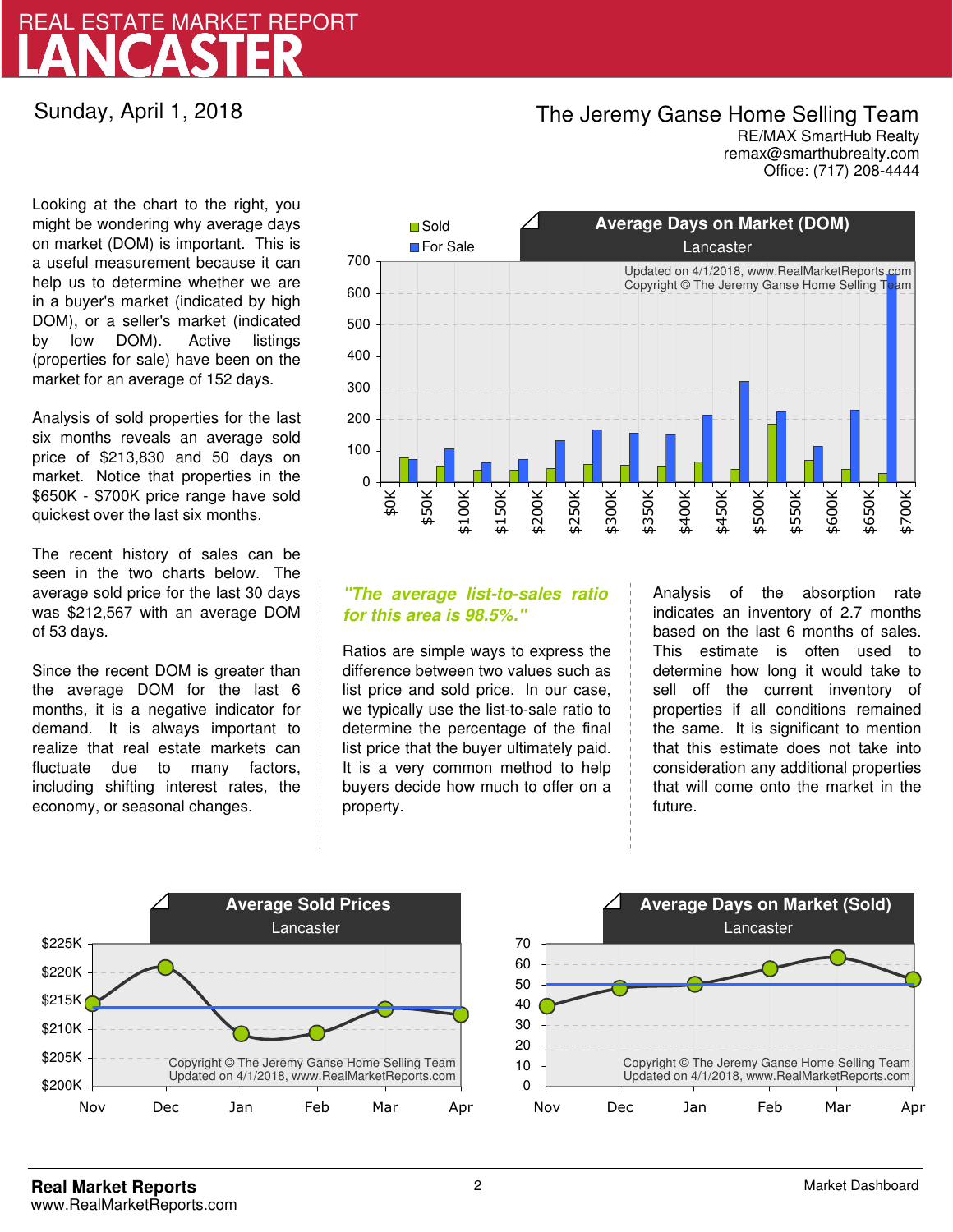# REAL ESTATE MARKET REPORT
# LANCASTER

Sunday, April 1, 2018

**The Jeremy Ganse Home Selling Team**
RE/MAX SmartHub Realty
remax@smarthubrealty.com
Office: (717) 208-4444

Looking at the chart to the right, you might be wondering why average days on market (DOM) is important. This is a useful measurement because it can help us to determine whether we are in a buyer's market (indicated by high DOM), or a seller's market (indicated by low DOM). Active listings (properties for sale) have been on the market for an average of 152 days.

Analysis of sold properties for the last six months reveals an average sold price of $213,830 and 50 days on market. Notice that properties in the $650K - $700K price range have sold quickest over the last six months.

The recent history of sales can be seen in the two charts below. The average sold price for the last 30 days was $212,567 with an average DOM of 53 days.

Since the recent DOM is greater than the average DOM for the last 6 months, it is a negative indicator for demand. It is always important to realize that real estate markets can fluctuate due to many factors, including shifting interest rates, the economy, or seasonal changes.

***"The average list-to-sales ratio for this area is 98.5%."***

Ratios are simple ways to express the difference between two values such as list price and sold price. In our case, we typically use the list-to-sale ratio to determine the percentage of the final list price that the buyer ultimately paid. It is a very common method to help buyers decide how much to offer on a property.

Analysis of the absorption rate indicates an inventory of 2.7 months based on the last 6 months of sales. This estimate is often used to determine how long it would take to sell off the current inventory of properties if all conditions remained the same. It is significant to mention that this estimate does not take into consideration any additional properties that will come onto the market in the future.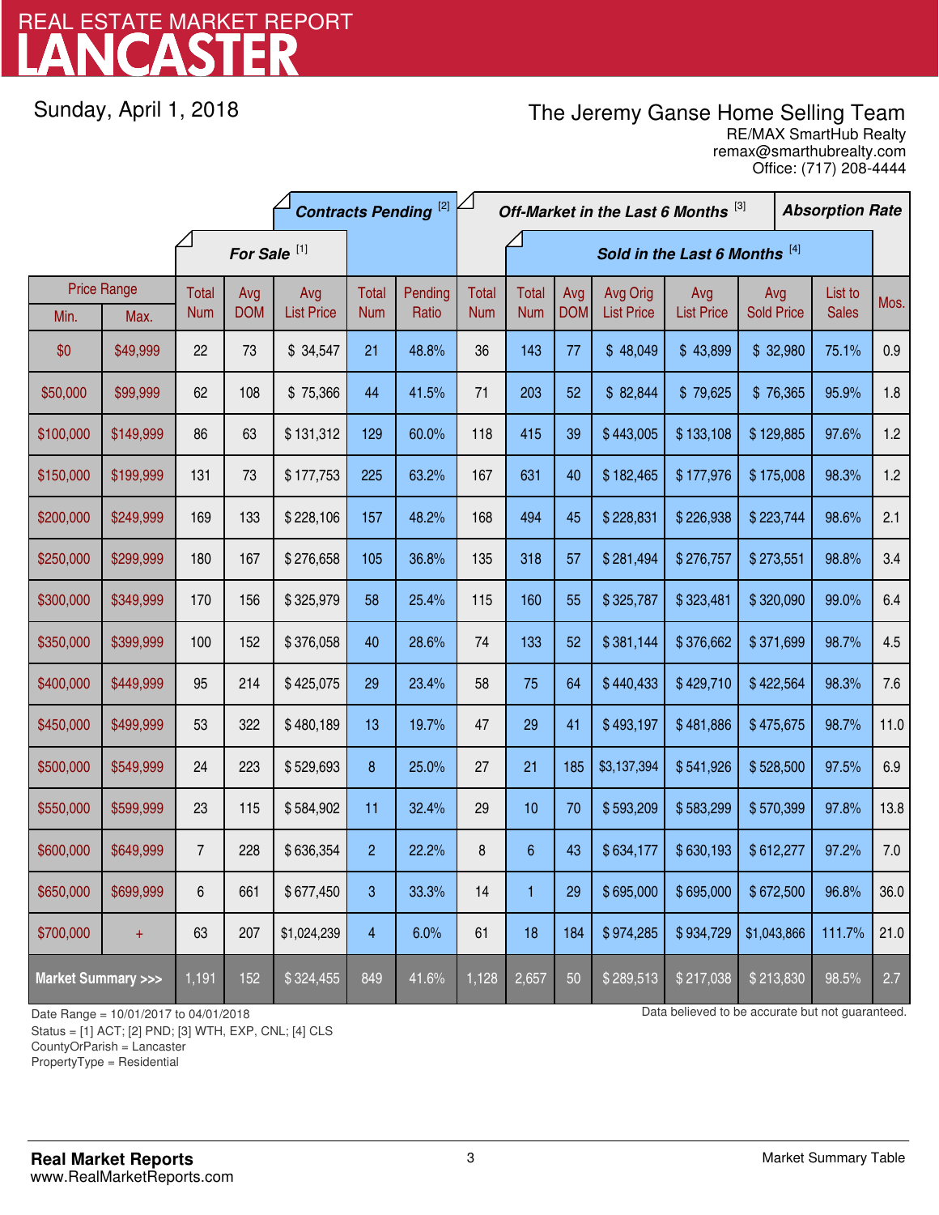# REAL ESTATE MARKET REPORT
# LANCASTER

Sunday, April 1, 2018

**The Jeremy Ganse Home Selling Team**
RE/MAX SmartHub Realty
remax@smarthubrealty.com
Office: (717) 208-4444

| Price Range | | For Sale [1] | | | Contracts Pending [2] | | Off-Market in the Last 6 Months [3] | Sold in the Last 6 Months [4] | | | | | | Absorption Rate |
|---|---|---|---|---|---|---|---|---|---|---|---|---|---|---|
| Min. | Max. | Total Num | Avg DOM | Avg List Price | Total Num | Pending Ratio | Total Num | Total Num | Avg DOM | Avg Orig List Price | Avg List Price | Avg Sold Price | List to Sales | Mos. |
| $0 | $49,999 | 22 | 73 | $ 34,547 | 21 | 48.8% | 36 | 143 | 77 | $ 48,049 | $ 43,899 | $ 32,980 | 75.1% | 0.9 |
| $50,000 | $99,999 | 62 | 108 | $ 75,366 | 44 | 41.5% | 71 | 203 | 52 | $ 82,844 | $ 79,625 | $ 76,365 | 95.9% | 1.8 |
| $100,000 | $149,999 | 86 | 63 | $ 131,312 | 129 | 60.0% | 118 | 415 | 39 | $ 443,005 | $ 133,108 | $ 129,885 | 97.6% | 1.2 |
| $150,000 | $199,999 | 131 | 73 | $ 177,753 | 225 | 63.2% | 167 | 631 | 40 | $ 182,465 | $ 177,976 | $ 175,008 | 98.3% | 1.2 |
| $200,000 | $249,999 | 169 | 133 | $ 228,106 | 157 | 48.2% | 168 | 494 | 45 | $ 228,831 | $ 226,938 | $ 223,744 | 98.6% | 2.1 |
| $250,000 | $299,999 | 180 | 167 | $ 276,658 | 105 | 36.8% | 135 | 318 | 57 | $ 281,494 | $ 276,757 | $ 273,551 | 98.8% | 3.4 |
| $300,000 | $349,999 | 170 | 156 | $ 325,979 | 58 | 25.4% | 115 | 160 | 55 | $ 325,787 | $ 323,481 | $ 320,090 | 99.0% | 6.4 |
| $350,000 | $399,999 | 100 | 152 | $ 376,058 | 40 | 28.6% | 74 | 133 | 52 | $ 381,144 | $ 376,662 | $ 371,699 | 98.7% | 4.5 |
| $400,000 | $449,999 | 95 | 214 | $ 425,075 | 29 | 23.4% | 58 | 75 | 64 | $ 440,433 | $ 429,710 | $ 422,564 | 98.3% | 7.6 |
| $450,000 | $499,999 | 53 | 322 | $ 480,189 | 13 | 19.7% | 47 | 29 | 41 | $ 493,197 | $ 481,886 | $ 475,675 | 98.7% | 11.0 |
| $500,000 | $549,999 | 24 | 223 | $ 529,693 | 8 | 25.0% | 27 | 21 | 185 | $3,137,394 | $ 541,926 | $ 528,500 | 97.5% | 6.9 |
| $550,000 | $599,999 | 23 | 115 | $ 584,902 | 11 | 32.4% | 29 | 10 | 70 | $ 593,209 | $ 583,299 | $ 570,399 | 97.8% | 13.8 |
| $600,000 | $649,999 | 7 | 228 | $ 636,354 | 2 | 22.2% | 8 | 6 | 43 | $ 634,177 | $ 630,193 | $ 612,277 | 97.2% | 7.0 |
| $650,000 | $699,999 | 6 | 661 | $ 677,450 | 3 | 33.3% | 14 | 1 | 29 | $ 695,000 | $ 695,000 | $ 672,500 | 96.8% | 36.0 |
| $700,000 | + | 63 | 207 | $1,024,239 | 4 | 6.0% | 61 | 18 | 184 | $ 974,285 | $ 934,729 | $1,043,866 | 111.7% | 21.0 |
| **Market Summary >>>** | | 1,191 | 152 | $ 324,455 | 849 | 41.6% | 1,128 | 2,657 | 50 | $ 289,513 | $ 217,038 | $ 213,830 | 98.5% | 2.7 |

Date Range = 10/01/2017 to 04/01/2018
Status = [1] ACT; [2] PND; [3] WTH, EXP, CNL; [4] CLS
CountyOrParish = Lancaster
PropertyType = Residential

Data believed to be accurate but not guaranteed.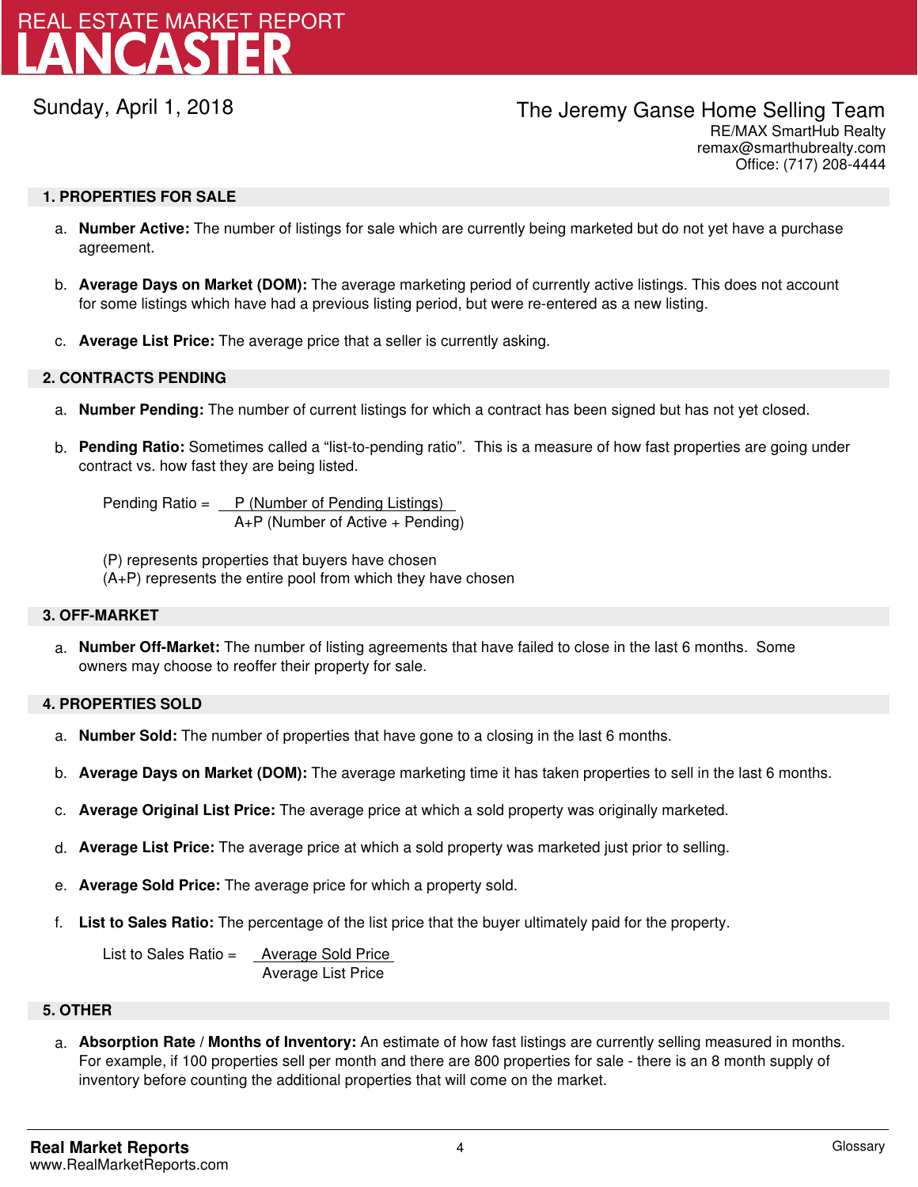# REAL ESTATE MARKET REPORT LANCASTER

Sunday, April 1, 2018

**The Jeremy Ganse Home Selling Team**
RE/MAX SmartHub Realty
remax@smarthubrealty.com
Office: (717) 208-4444

## 1. PROPERTIES FOR SALE

a. **Number Active:** The number of listings for sale which are currently being marketed but do not yet have a purchase agreement.

b. **Average Days on Market (DOM):** The average marketing period of currently active listings. This does not account for some listings which have had a previous listing period, but were re-entered as a new listing.

c. **Average List Price:** The average price that a seller is currently asking.

## 2. CONTRACTS PENDING

a. **Number Pending:** The number of current listings for which a contract has been signed but has not yet closed.

b. **Pending Ratio:** Sometimes called a "list-to-pending ratio". This is a measure of how fast properties are going under contract vs. how fast they are being listed.

$$\text{Pending Ratio} = \frac{\text{P (Number of Pending Listings)}}{\text{A+P (Number of Active + Pending)}}$$

(P) represents properties that buyers have chosen
(A+P) represents the entire pool from which they have chosen

## 3. OFF-MARKET

a. **Number Off-Market:** The number of listing agreements that have failed to close in the last 6 months. Some owners may choose to reoffer their property for sale.

## 4. PROPERTIES SOLD

a. **Number Sold:** The number of properties that have gone to a closing in the last 6 months.

b. **Average Days on Market (DOM):** The average marketing time it has taken properties to sell in the last 6 months.

c. **Average Original List Price:** The average price at which a sold property was originally marketed.

d. **Average List Price:** The average price at which a sold property was marketed just prior to selling.

e. **Average Sold Price:** The average price for which a property sold.

f. **List to Sales Ratio:** The percentage of the list price that the buyer ultimately paid for the property.

$$\text{List to Sales Ratio} = \frac{\text{Average Sold Price}}{\text{Average List Price}}$$

## 5. OTHER

a. **Absorption Rate / Months of Inventory:** An estimate of how fast listings are currently selling measured in months. For example, if 100 properties sell per month and there are 800 properties for sale - there is an 8 month supply of inventory before counting the additional properties that will come on the market.

**Real Market Reports**
www.RealMarketReports.com

Glossary